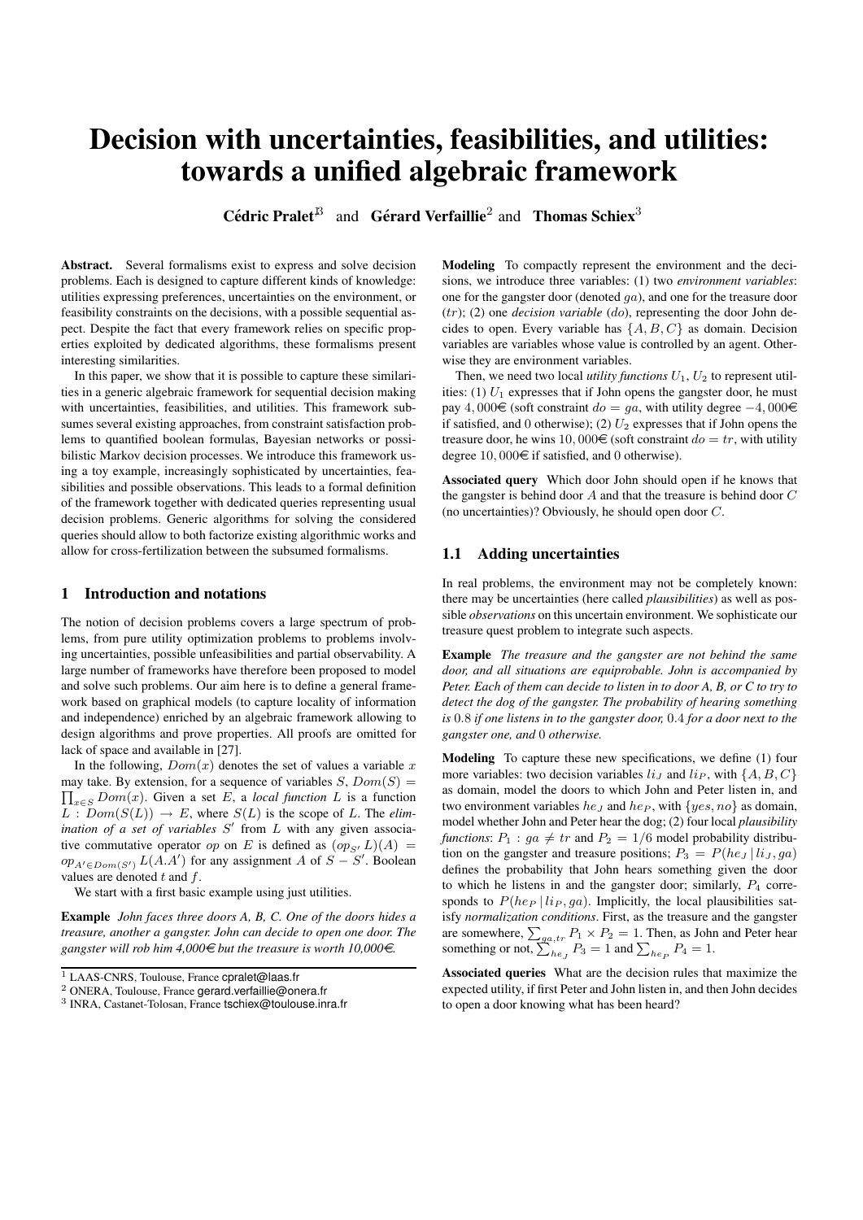# Decision with uncertainties, feasibilities, and utilities: towards a unified algebraic framework

**Cédric Pralet**[1] and **Gérard Verfaillie**[2] and **Thomas Schiex**[3]

**Abstract.** Several formalisms exist to express and solve decision problems. Each is designed to capture different kinds of knowledge: utilities expressing preferences, uncertainties on the environment, or feasibility constraints on the decisions, with a possible sequential aspect. Despite the fact that every framework relies on specific properties exploited by dedicated algorithms, these formalisms present interesting similarities.

In this paper, we show that it is possible to capture these similarities in a generic algebraic framework for sequential decision making with uncertainties, feasibilities, and utilities. This framework subsumes several existing approaches, from constraint satisfaction problems to quantified boolean formulas, Bayesian networks or possibilistic Markov decision processes. We introduce this framework using a toy example, increasingly sophisticated by uncertainties, feasibilities and possible observations. This leads to a formal definition of the framework together with dedicated queries representing usual decision problems. Generic algorithms for solving the considered queries should allow to both factorize existing algorithmic works and allow for cross-fertilization between the subsumed formalisms.

## 1 Introduction and notations

The notion of decision problems covers a large spectrum of problems, from pure utility optimization problems to problems involving uncertainties, possible unfeasibilities and partial observability. A large number of frameworks have therefore been proposed to model and solve such problems. Our aim here is to define a general framework based on graphical models (to capture locality of information and independence) enriched by an algebraic framework allowing to design algorithms and prove properties. All proofs are omitted for lack of space and available in [27].

In the following, $Dom(x)$ denotes the set of values a variable $x$ may take. By extension, for a sequence of variables $S$, $Dom(S) = \prod_{x \in S} Dom(x)$. Given a set $E$, a *local function* $L$ is a function $L : Dom(S(L)) \rightarrow E$, where $S(L)$ is the scope of $L$. The *elimination of a set of variables* $S'$ from $L$ with any given associative commutative operator $op$ on $E$ is defined as $(op_{S'} L)(A) = op_{A' \in Dom(S')} L(A.A')$ for any assignment $A$ of $S - S'$. Boolean values are denoted $t$ and $f$.

We start with a first basic example using just utilities.

**Example** *John faces three doors A, B, C. One of the doors hides a treasure, another a gangster. John can decide to open one door. The gangster will rob him 4,000€ but the treasure is worth 10,000€.*

**Modeling** To compactly represent the environment and the decisions, we introduce three variables: (1) two *environment variables*: one for the gangster door (denoted $ga$), and one for the treasure door ($tr$); (2) one *decision variable* ($do$), representing the door John decides to open. Every variable has $\{A, B, C\}$ as domain. Decision variables are variables whose value is controlled by an agent. Otherwise they are environment variables.

Then, we need two local *utility functions* $U_1, U_2$ to represent utilities: (1) $U_1$ expresses that if John opens the gangster door, he must pay $4,000$€ (soft constraint $do = ga$, with utility degree $-4,000$€ if satisfied, and 0 otherwise); (2) $U_2$ expresses that if John opens the treasure door, he wins $10,000$€ (soft constraint $do = tr$, with utility degree $10,000$€ if satisfied, and 0 otherwise).

**Associated query** Which door John should open if he knows that the gangster is behind door $A$ and that the treasure is behind door $C$ (no uncertainties)? Obviously, he should open door $C$.

### 1.1 Adding uncertainties

In real problems, the environment may not be completely known: there may be uncertainties (here called *plausibilities*) as well as possible *observations* on this uncertain environment. We sophisticate our treasure quest problem to integrate such aspects.

**Example** *The treasure and the gangster are not behind the same door, and all situations are equiprobable. John is accompanied by Peter. Each of them can decide to listen in to door A, B, or C to try to detect the dog of the gangster. The probability of hearing something is* 0.8 *if one listens in to the gangster door,* 0.4 *for a door next to the gangster one, and* 0 *otherwise.*

**Modeling** To capture these new specifications, we define (1) four more variables: two decision variables $li_J$ and $li_P$, with $\{A, B, C\}$ as domain, model the doors to which John and Peter listen in, and two environment variables $he_J$ and $he_P$, with $\{yes, no\}$ as domain, model whether John and Peter hear the dog; (2) four local *plausibility functions*: $P_1 : ga \neq tr$ and $P_2 = 1/6$ model probability distribution on the gangster and treasure positions; $P_3 = P(he_J \,|\, li_J, ga)$ defines the probability that John hears something given the door to which he listens in and the gangster door; similarly, $P_4$ corresponds to $P(he_P \,|\, li_P, ga)$. Implicitly, the local plausibilities satisfy *normalization conditions*. First, as the treasure and the gangster are somewhere, $\sum_{ga,tr} P_1 \times P_2 = 1$. Then, as John and Peter hear something or not, $\sum_{he_J} P_3 = 1$ and $\sum_{he_P} P_4 = 1$.

**Associated queries** What are the decision rules that maximize the expected utility, if first Peter and John listen in, and then John decides to open a door knowing what has been heard?

---

[1] LAAS-CNRS, Toulouse, France cpralet@laas.fr

[2] ONERA, Toulouse, France gerard.verfaillie@onera.fr

[3] INRA, Castanet-Tolosan, France tschiex@toulouse.inra.fr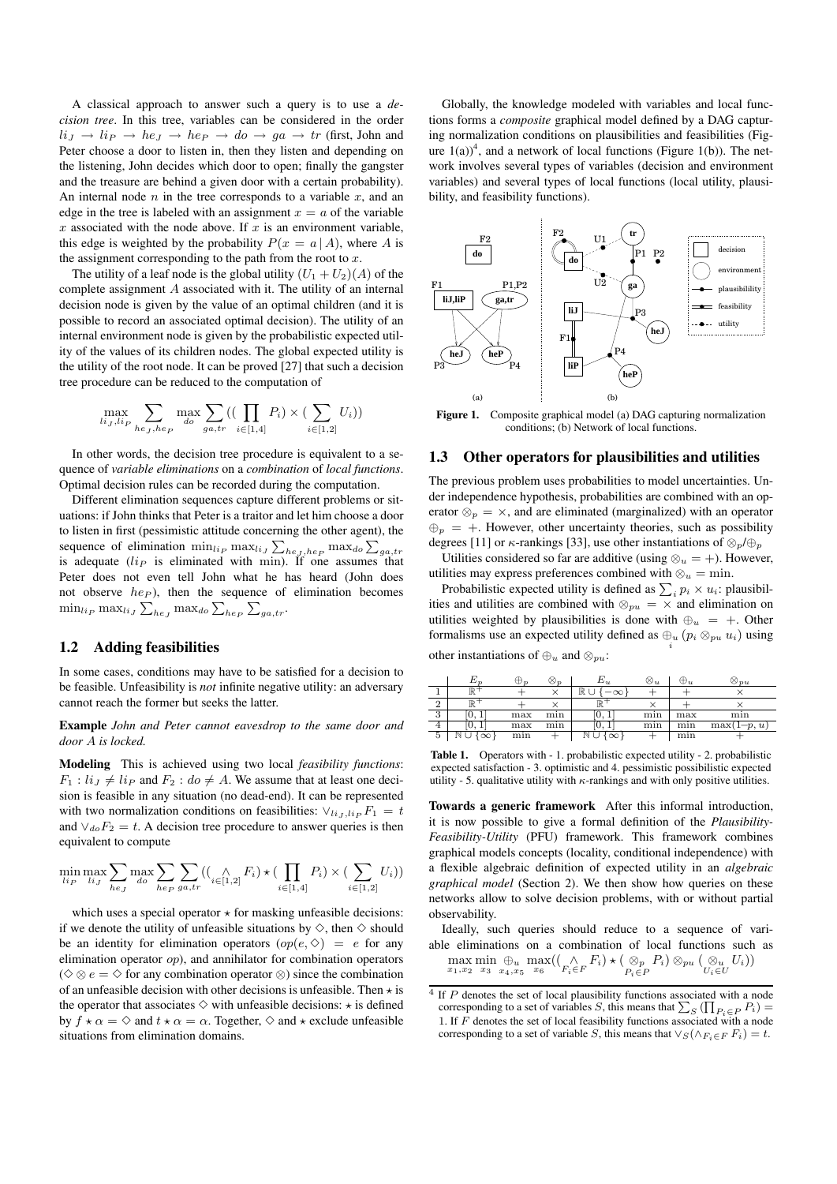A classical approach to answer such a query is to use a *decision tree*. In this tree, variables can be considered in the order $li_J \to li_P \to he_J \to he_P \to do \to ga \to tr$ (first, John and Peter choose a door to listen in, then they listen and depending on the listening, John decides which door to open; finally the gangster and the treasure are behind a given door with a certain probability). An internal node $n$ in the tree corresponds to a variable $x$, and an edge in the tree is labeled with an assignment $x = a$ of the variable $x$ associated with the node above. If $x$ is an environment variable, this edge is weighted by the probability $P(x = a \mid A)$, where $A$ is the assignment corresponding to the path from the root to $x$.

The utility of a leaf node is the global utility $(U_1 + U_2)(A)$ of the complete assignment $A$ associated with it. The utility of an internal decision node is given by the value of an optimal children (and it is possible to record an associated optimal decision). The utility of an internal environment node is given by the probabilistic expected utility of the values of its children nodes. The global expected utility is the utility of the root node. It can be proved [27] that such a decision tree procedure can be reduced to the computation of

$$\max_{li_J, li_P} \sum_{he_J, he_P} \max_{do} \sum_{ga, tr} \left( \left( \prod_{i \in [1,4]} P_i \right) \times \left( \sum_{i \in [1,2]} U_i \right) \right)$$

In other words, the decision tree procedure is equivalent to a sequence of *variable eliminations* on a *combination* of *local functions*. Optimal decision rules can be recorded during the computation.

Different elimination sequences capture different problems or situations: if John thinks that Peter is a traitor and let him choose a door to listen in first (pessimistic attitude concerning the other agent), the sequence of elimination $\min_{li_P} \max_{li_J} \sum_{he_J, he_P} \max_{do} \sum_{ga,tr}$ is adequate ($li_P$ is eliminated with min). If one assumes that Peter does not even tell John what he has heard (John does not observe $he_P$), then the sequence of elimination becomes $\min_{li_P} \max_{li_J} \sum_{he_J} \max_{do} \sum_{he_P} \sum_{ga,tr}$.

## 1.2 Adding feasibilities

In some cases, conditions may have to be satisfied for a decision to be feasible. Unfeasibility is *not* infinite negative utility: an adversary cannot reach the former but seeks the latter.

**Example** *John and Peter cannot eavesdrop to the same door and door $A$ is locked.*

**Modeling** This is achieved using two local *feasibility functions*: $F_1 : li_J \neq li_P$ and $F_2 : do \neq A$. We assume that at least one decision is feasible in any situation (no dead-end). It can be represented with two normalization conditions on feasibilities: $\vee_{li_J, li_P} F_1 = t$ and $\vee_{do} F_2 = t$. A decision tree procedure to answer queries is then equivalent to compute

$$\min_{li_P} \max_{li_J} \sum_{he_J} \max_{do} \sum_{he_P} \sum_{ga,tr} \left( \left( \bigwedge_{i \in [1,2]} F_i \right) \star \left( \prod_{i \in [1,4]} P_i \right) \times \left( \sum_{i \in [1,2]} U_i \right) \right)$$

which uses a special operator $\star$ for masking unfeasible decisions: if we denote the utility of unfeasible situations by $\diamond$, then $\diamond$ should be an identity for elimination operators ($op(e, \diamond) = e$ for any elimination operator $op$), and annihilator for combination operators ($\diamond \otimes e = \diamond$ for any combination operator $\otimes$) since the combination of an unfeasible decision with other decisions is unfeasible. Then $\star$ is the operator that associates $\diamond$ with unfeasible decisions: $\star$ is defined by $f \star \alpha = \diamond$ and $t \star \alpha = \alpha$. Together, $\diamond$ and $\star$ exclude unfeasible situations from elimination domains.

Globally, the knowledge modeled with variables and local functions forms a *composite* graphical model defined by a DAG capturing normalization conditions on plausibilities and feasibilities (Figure 1(a))[4], and a network of local functions (Figure 1(b)). The network involves several types of variables (decision and environment variables) and several types of local functions (local utility, plausibility, and feasibility functions).

**Figure 1.** Composite graphical model (a) DAG capturing normalization conditions; (b) Network of local functions.

## 1.3 Other operators for plausibilities and utilities

The previous problem uses probabilities to model uncertainties. Under independence hypothesis, probabilities are combined with an operator $\otimes_p = \times$, and are eliminated (marginalized) with an operator $\oplus_p = +$. However, other uncertainty theories, such as possibility degrees [11] or $\kappa$-rankings [33], use other instantiations of $\otimes_p / \oplus_p$

Utilities considered so far are additive (using $\otimes_u = +$). However, utilities may express preferences combined with $\otimes_u = \min$.

Probabilistic expected utility is defined as $\sum_i p_i \times u_i$: plausibilities and utilities are combined with $\otimes_{pu} = \times$ and elimination on utilities weighted by plausibilities is done with $\oplus_u = +$. Other formalisms use an expected utility defined as $\bigoplus_{u\,i} (p_i \otimes_{pu} u_i)$ using other instantiations of $\oplus_u$ and $\otimes_{pu}$:

| | $E_p$ | $\oplus_p$ | $\otimes_p$ | $E_u$ | $\otimes_u$ | $\oplus_u$ | $\otimes_{pu}$ |
|---|---|---|---|---|---|---|---|
| 1 | $\mathbb{R}^+$ | $+$ | $\times$ | $\mathbb{R} \cup \{-\infty\}$ | $+$ | $+$ | $\times$ |
| 2 | $\mathbb{R}^+$ | $+$ | $\times$ | $\mathbb{R}^+$ | $\times$ | $+$ | $\times$ |
| 3 | $[0,1]$ | max | min | $[0,1]$ | min | max | min |
| 4 | $[0,1]$ | max | min | $[0,1]$ | min | min | $\max(1-p, u)$ |
| 5 | $\mathbb{N} \cup \{\infty\}$ | min | $+$ | $\mathbb{N} \cup \{\infty\}$ | $+$ | min | $+$ |

**Table 1.** Operators with - 1. probabilistic expected utility - 2. probabilistic expected satisfaction - 3. optimistic and 4. pessimistic possibilistic expected utility - 5. qualitative utility with $\kappa$-rankings and with only positive utilities.

**Towards a generic framework** After this informal introduction, it is now possible to give a formal definition of the *Plausibility-Feasibility-Utility* (PFU) framework. This framework combines graphical models concepts (locality, conditional independence) with a flexible algebraic definition of expected utility in an *algebraic graphical model* (Section 2). We then show how queries on these networks allow to solve decision problems, with or without partial observability.

Ideally, such queries should reduce to a sequence of variable eliminations on a combination of local functions such as $\max_{x_1,x_2} \min_{x_3} \oplus_{u\,x_4,x_5} \max_{x_6} \left( \left( \bigwedge_{F_i \in F} F_i \right) \star \left( \bigotimes_{p\,P_i \in P} P_i \right) \otimes_{pu} \left( \bigotimes_{u\,U_i \in U} U_i \right) \right)$

[4] If $P$ denotes the set of local plausibility functions associated with a node corresponding to a set of variables $S$, this means that $\sum_S \left( \prod_{P_i \in P} P_i \right) = 1$. If $F$ denotes the set of local feasibility functions associated with a node corresponding to a set of variable $S$, this means that $\vee_S (\wedge_{F_i \in F} F_i) = t$.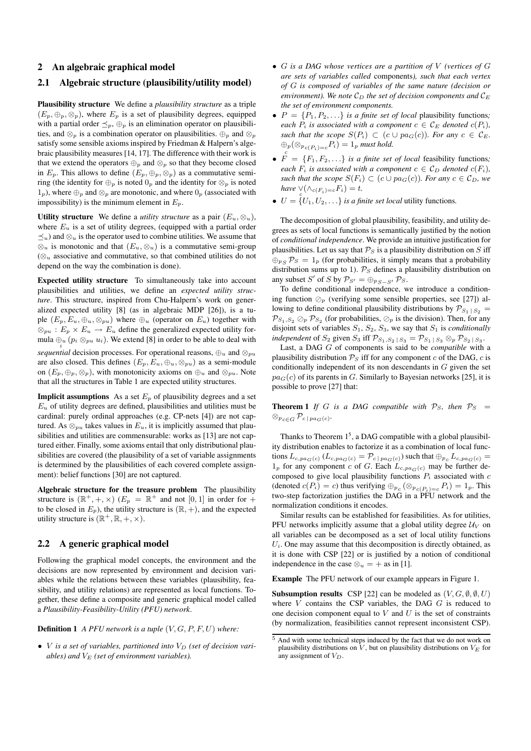## 2 An algebraic graphical model

### 2.1 Algebraic structure (plausibility/utility model)

**Plausibility structure** We define a *plausibility structure* as a triple $(E_p, \oplus_p, \otimes_p)$, where $E_p$ is a set of plausibility degrees, equipped with a partial order $\preceq_p$, $\oplus_p$ is an elimination operator on plausibilities, and $\otimes_p$ is a combination operator on plausibilities. $\oplus_p$ and $\otimes_p$ satisfy some sensible axioms inspired by Friedman & Halpern's algebraic plausibility measures [14, 17]. The difference with their work is that we extend the operators $\oplus_p$ and $\otimes_p$ so that they become closed in $E_p$. This allows to define $(E_p, \oplus_p, \otimes_p)$ as a commutative semiring (the identity for $\oplus_p$ is noted $0_p$ and the identity for $\otimes_p$ is noted $1_p$), where $\oplus_p$ and $\otimes_p$ are monotonic, and where $0_p$ (associated with impossibility) is the minimum element in $E_p$.

**Utility structure** We define a *utility structure* as a pair $(E_u, \otimes_u)$, where $E_u$ is a set of utility degrees, (equipped with a partial order $\preceq_u$) and $\otimes_u$ is the operator used to combine utilities. We assume that $\otimes_u$ is monotonic and that $(E_u, \otimes_u)$ is a commutative semi-group ($\otimes_u$ associative and commutative, so that combined utilities do not depend on the way the combination is done).

**Expected utility structure** To simultaneously take into account plausibilities and utilities, we define an *expected utility structure*. This structure, inspired from Chu-Halpern's work on generalized expected utility [8] (as in algebraic MDP [26]), is a tuple $(E_p, E_u, \oplus_u, \otimes_{pu})$ where $\oplus_u$ (operator on $E_u$) together with $\otimes_{pu} : E_p \times E_u \to E_u$ define the generalized expected utility formula $\oplus_{u_i} (p_i \otimes_{pu} u_i)$. We extend [8] in order to be able to deal with *sequential* decision processes. For operational reasons, $\oplus_u$ and $\otimes_{pu}$ are also closed. This defines $(E_p, E_u, \oplus_u, \otimes_{pu})$ as a semi-module on $(E_p, \oplus_p, \otimes_p)$, with monotonicity axioms on $\oplus_u$ and $\otimes_{pu}$. Note that all the structures in Table 1 are expected utility structures.

**Implicit assumptions** As a set $E_p$ of plausibility degrees and a set $E_u$ of utility degrees are defined, plausibilities and utilities must be cardinal: purely ordinal approaches (e.g. CP-nets [4]) are not captured. As $\otimes_{pu}$ takes values in $E_u$, it is implicitly assumed that plausibilities and utilities are commensurable: works as [13] are not captured either. Finally, some axioms entail that only distributional plausibilities are covered (the plausibility of a set of variable assignments is determined by the plausibilities of each covered complete assignment): belief functions [30] are not captured.

**Algebraic structure for the treasure problem** The plausibility structure is $(\mathbb{R}^+, +, \times)$ ($E_p = \mathbb{R}^+$ and not $[0, 1]$ in order for $+$ to be closed in $E_p$), the utility structure is $(\mathbb{R}, +)$, and the expected utility structure is $(\mathbb{R}^+, \mathbb{R}, +, \times)$.

### 2.2 A generic graphical model

Following the graphical model concepts, the environment and the decisions are now represented by environment and decision variables while the relations between these variables (plausibility, feasibility, and utility relations) are represented as local functions. Together, these define a composite and generic graphical model called a *Plausibility-Feasibility-Utility (PFU) network*.

**Definition 1** *A PFU network is a tuple $(V, G, P, F, U)$ where:*

- *$V$ is a set of variables, partitioned into $V_D$ (set of decision variables) and $V_E$ (set of environment variables).*
- *$G$ is a DAG whose vertices are a partition of $V$ (vertices of $G$ are sets of variables called* components*), such that each vertex of $G$ is composed of variables of the same nature (decision or environment). We note $\mathcal{C}_D$ the set of decision components and $\mathcal{C}_E$ the set of environment components.*
- *$P = \{P_1, P_2, \ldots\}$ is a finite set of local* plausibility functions*; each $P_i$ is associated with a component $c \in \mathcal{C}_E$ denoted $c(P_i)$, such that the scope $S(P_i) \subset (c \cup pa_G(c))$. For any $c \in \mathcal{C}_E$. $\oplus_{p_c}(\otimes_{p_{c(P_i)=c}} P_i) = 1_p$ must hold.*
- *$F = \{F_1, F_2, \ldots\}$ is a finite set of local* feasibility functions*; each $F_i$ is associated with a component $c \in \mathcal{C}_D$ denoted $c(F_i)$, such that the scope $S(F_i) \subset (c \cup pa_G(c))$. For any $c \in \mathcal{C}_D$, we have $\vee_c(\wedge_{c(F_i)=c} F_i) = t$.*
- *$U = \{U_1, U_2, \ldots\}$ is a finite set local* utility functions*.*

The decomposition of global plausibility, feasibility, and utility degrees as sets of local functions is semantically justified by the notion of *conditional independence*. We provide an intuitive justification for plausibilities. Let us say that $\mathcal{P}_S$ is a plausibility distribution on $S$ iff $\oplus_{p_S} \mathcal{P}_S = 1_p$ (for probabilities, it simply means that a probability distribution sums up to 1). $\mathcal{P}_S$ defines a plausibility distribution on any subset $S'$ of $S$ by $\mathcal{P}_{S'} = \oplus_{p_{S-S'}} \mathcal{P}_S$.

To define conditional independence, we introduce a conditioning function $\oslash_p$ (verifying some sensible properties, see [27]) allowing to define conditional plausibility distributions by $\mathcal{P}_{S_1 \mid S_2} = \mathcal{P}_{S_1,S_2} \oslash_p \mathcal{P}_{S_2}$ (for probabilities, $\oslash_p$ is the division). Then, for any disjoint sets of variables $S_1$, $S_2$, $S_3$, we say that $S_1$ is *conditionally independent* of $S_2$ given $S_3$ iff $\mathcal{P}_{S_1,S_2 \mid S_3} = \mathcal{P}_{S_1 \mid S_3} \otimes_p \mathcal{P}_{S_2 \mid S_3}$.

Last, a DAG $G$ of components is said to be *compatible* with a plausibility distribution $\mathcal{P}_S$ iff for any component $c$ of the DAG, $c$ is conditionally independent of its non descendants in $G$ given the set $pa_G(c)$ of its parents in $G$. Similarly to Bayesian networks [25], it is possible to prove [27] that:

**Theorem 1** *If $G$ is a DAG compatible with $\mathcal{P}_S$, then $\mathcal{P}_S = \otimes_{p_{c \in G}} \mathcal{P}_{c \mid pa_G(c)}$.*

Thanks to Theorem 1[5], a DAG compatible with a global plausibility distribution enables to factorize it as a combination of local functions $L_{c,pa_G(c)}$ ($L_{c,pa_G(c)} = \mathcal{P}_{c \mid pa_G(c)}$) such that $\oplus_{p_c} L_{c,pa_G(c)} = 1_p$ for any component $c$ of $G$. Each $L_{c,pa_G(c)}$ may be further decomposed to give local plausibility functions $P_i$ associated with $c$ (denoted $c(P_i) = c$) thus verifying $\oplus_{p_c}(\otimes_{p_{c(P_i)=c}} P_i) = 1_p$. This two-step factorization justifies the DAG in a PFU network and the normalization conditions it encodes.

Similar results can be established for feasibilities. As for utilities, PFU networks implicitly assume that a global utility degree $\mathcal{U}_V$ on all variables can be decomposed as a set of local utility functions $U_i$. One may assume that this decomposition is directly obtained, as it is done with CSP [22] or is justified by a notion of conditional independence in the case $\otimes_u = +$ as in [1].

**Example** The PFU network of our example appears in Figure 1.

**Subsumption results** CSP [22] can be modeled as $(V, G, \emptyset, \emptyset, U)$ where $V$ contains the CSP variables, the DAG $G$ is reduced to one decision component equal to $V$ and $U$ is the set of constraints (by normalization, feasibilities cannot represent inconsistent CSP).

[5] And with some technical steps induced by the fact that we do not work on plausibility distributions on $V$, but on plausibility distributions on $V_E$ for any assignment of $V_D$.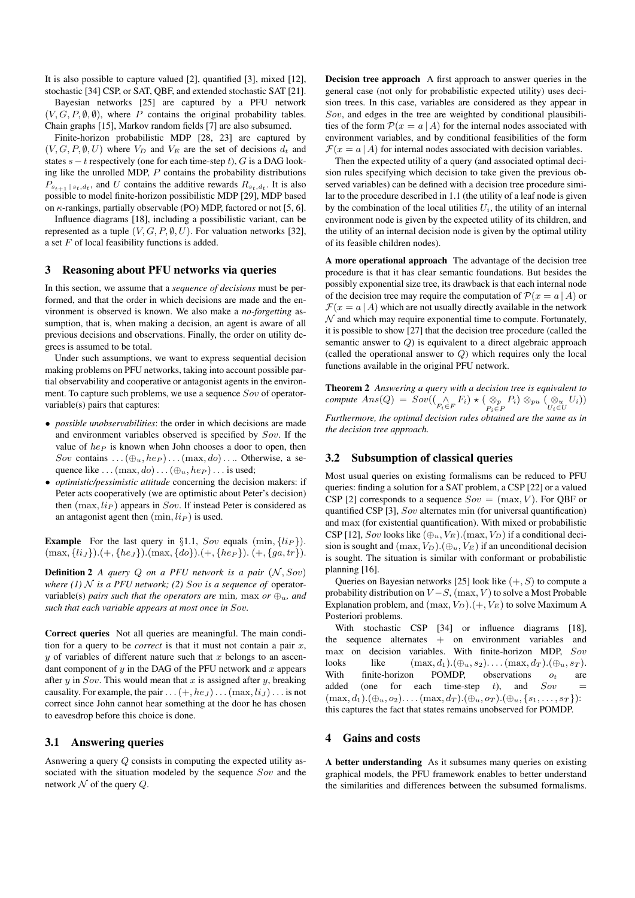It is also possible to capture valued [2], quantified [3], mixed [12], stochastic [34] CSP, or SAT, QBF, and extended stochastic SAT [21].

Bayesian networks [25] are captured by a PFU network $(V, G, P, \emptyset, \emptyset)$, where $P$ contains the original probability tables. Chain graphs [15], Markov random fields [7] are also subsumed.

Finite-horizon probabilistic MDP [28, 23] are captured by $(V, G, P, \emptyset, U)$ where $V_D$ and $V_E$ are the set of decisions $d_t$ and states $s-t$ respectively (one for each time-step $t$), $G$ is a DAG looking like the unrolled MDP, $P$ contains the probability distributions $P_{s_{t+1} \mid s_t, d_t}$, and $U$ contains the additive rewards $R_{s_t, d_t}$. It is also possible to model finite-horizon possibilistic MDP [29], MDP based on $\kappa$-rankings, partially observable (PO) MDP, factored or not [5, 6].

Influence diagrams [18], including a possibilistic variant, can be represented as a tuple $(V, G, P, \emptyset, U)$. For valuation networks [32], a set $F$ of local feasibility functions is added.

## 3 Reasoning about PFU networks via queries

In this section, we assume that a *sequence of decisions* must be performed, and that the order in which decisions are made and the environment is observed is known. We also make a *no-forgetting* assumption, that is, when making a decision, an agent is aware of all previous decisions and observations. Finally, the order on utility degrees is assumed to be total.

Under such assumptions, we want to express sequential decision making problems on PFU networks, taking into account possible partial observability and cooperative or antagonist agents in the environment. To capture such problems, we use a sequence $Sov$ of operator-variable(s) pairs that captures:

- *possible unobservabilities*: the order in which decisions are made and environment variables observed is specified by $Sov$. If the value of $he_P$ is known when John chooses a door to open, then $Sov$ contains $\ldots(\oplus_u, he_P)\ldots(\max, do)\ldots$. Otherwise, a sequence like $\ldots(\max, do)\ldots(\oplus_u, he_P)\ldots$ is used;
- *optimistic/pessimistic attitude* concerning the decision makers: if Peter acts cooperatively (we are optimistic about Peter's decision) then $(\max, li_P)$ appears in $Sov$. If instead Peter is considered as an antagonist agent then $(\min, li_P)$ is used.

**Example** For the last query in §1.1, $Sov$ equals $(\min, \{li_P\})$. $(\max, \{li_J\}).(+, \{he_J\}).(\max, \{do\}).(+, \{he_P\}). (+, \{ga, tr\})$.

**Definition 2** *A query $Q$ on a PFU network is a pair $(\mathcal{N}, Sov)$ where (1) $\mathcal{N}$ is a PFU network; (2) $Sov$ is a sequence of* operator-variable(s) *pairs such that the operators are* $\min$*,* $\max$ *or* $\oplus_u$*, and such that each variable appears at most once in* $Sov$*.*

**Correct queries** Not all queries are meaningful. The main condition for a query to be *correct* is that it must not contain a pair $x$, $y$ of variables of different nature such that $x$ belongs to an ascendant component of $y$ in the DAG of the PFU network and $x$ appears after $y$ in $Sov$. This would mean that $x$ is assigned after $y$, breaking causality. For example, the pair $\ldots(+, he_J)\ldots(\max, li_J)\ldots$ is not correct since John cannot hear something at the door he has chosen to eavesdrop before this choice is done.

### 3.1 Answering queries

Asnwering a query $Q$ consists in computing the expected utility associated with the situation modeled by the sequence $Sov$ and the network $\mathcal{N}$ of the query $Q$.

**Decision tree approach** A first approach to answer queries in the general case (not only for probabilistic expected utility) uses decision trees. In this case, variables are considered as they appear in $Sov$, and edges in the tree are weighted by conditional plausibilities of the form $\mathcal{P}(x = a \mid A)$ for the internal nodes associated with environment variables, and by conditional feasibilities of the form $\mathcal{F}(x = a \mid A)$ for internal nodes associated with decision variables.

Then the expected utility of a query (and associated optimal decision rules specifying which decision to take given the previous observed variables) can be defined with a decision tree procedure similar to the procedure described in 1.1 (the utility of a leaf node is given by the combination of the local utilities $U_i$, the utility of an internal environment node is given by the expected utility of its children, and the utility of an internal decision node is given by the optimal utility of its feasible children nodes).

**A more operational approach** The advantage of the decision tree procedure is that it has clear semantic foundations. But besides the possibly exponential size tree, its drawback is that each internal node of the decision tree may require the computation of $\mathcal{P}(x = a \mid A)$ or $\mathcal{F}(x = a \mid A)$ which are not usually directly available in the network $\mathcal{N}$ and which may require exponential time to compute. Fortunately, it is possible to show [27] that the decision tree procedure (called the semantic answer to $Q$) is equivalent to a direct algebraic approach (called the operational answer to $Q$) which requires only the local functions available in the original PFU network.

**Theorem 2** *Answering a query with a decision tree is equivalent to compute* $Ans(Q) = Sov((\bigwedge_{F_i \in F} F_i) \star (\bigotimes_{P_i \in P}{}_p\, P_i) \otimes_{pu} (\bigotimes_{U_i \in U}{}_u\, U_i))$
*Furthermore, the optimal decision rules obtained are the same as in the decision tree approach.*

### 3.2 Subsumption of classical queries

Most usual queries on existing formalisms can be reduced to PFU queries: finding a solution for a SAT problem, a CSP [22] or a valued CSP [2] corresponds to a sequence $Sov = (\max, V)$. For QBF or quantified CSP [3], $Sov$ alternates $\min$ (for universal quantification) and $\max$ (for existential quantification). With mixed or probabilistic CSP [12], $Sov$ looks like $(\oplus_u, V_E).(\max, V_D)$ if a conditional decision is sought and $(\max, V_D).(\oplus_u, V_E)$ if an unconditional decision is sought. The situation is similar with conformant or probabilistic planning [16].

Queries on Bayesian networks [25] look like $(+, S)$ to compute a probability distribution on $V-S$, $(\max, V)$ to solve a Most Probable Explanation problem, and $(\max, V_D).(+, V_E)$ to solve Maximum A Posteriori problems.

With stochastic CSP [34] or influence diagrams [18], the sequence alternates $+$ on environment variables and $\max$ on decision variables. With finite-horizon MDP, $Sov$ looks like $(\max, d_1).(\oplus_u, s_2).\ldots.(\max, d_T).(\oplus_u, s_T)$. With finite-horizon POMDP, observations $o_t$ are added (one for each time-step $t$), and $Sov = (\max, d_1).(\oplus_u, o_2).\ldots.(\max, d_T).(\oplus_u, o_T).(\oplus_u, \{s_1, \ldots, s_T\})$: this captures the fact that states remains unobserved for POMDP.

## 4 Gains and costs

**A better understanding** As it subsumes many queries on existing graphical models, the PFU framework enables to better understand the similarities and differences between the subsumed formalisms.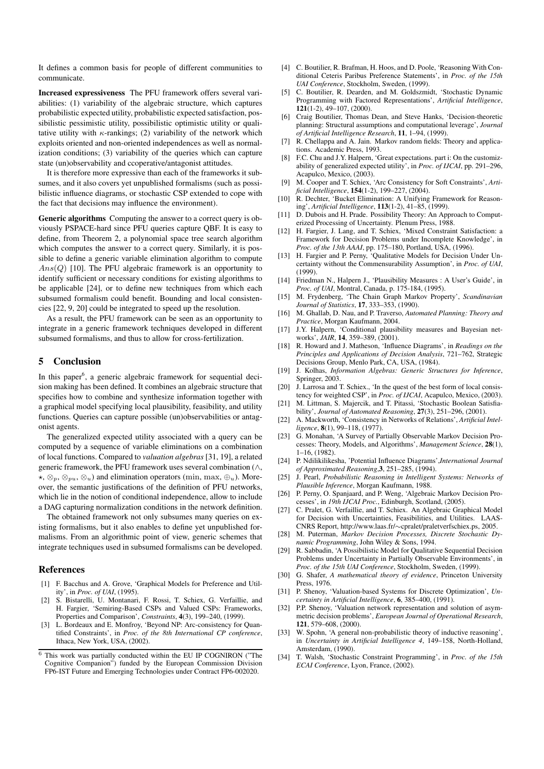It defines a common basis for people of different communities to communicate.

**Increased expressiveness** The PFU framework offers several variabilities: (1) variability of the algebraic structure, which captures probabilistic expected utility, probabilistic expected satisfaction, possibilistic pessimistic utility, possibilistic optimistic utility or qualitative utility with $\kappa$-rankings; (2) variability of the network which exploits oriented and non-oriented independences as well as normalization conditions; (3) variability of the queries which can capture state (un)observability and ccoperative/antagonist attitudes.

It is therefore more expressive than each of the frameworks it subsumes, and it also covers yet unpublished formalisms (such as possibilistic influence diagrams, or stochastic CSP extended to cope with the fact that decisions may influence the environment).

**Generic algorithms** Computing the answer to a correct query is obviously PSPACE-hard since PFU queries capture QBF. It is easy to define, from Theorem 2, a polynomial space tree search algorithm which computes the answer to a correct query. Similarly, it is possible to define a generic variable elimination algorithm to compute $Ans(Q)$ [10]. The PFU algebraic framework is an opportunity to identify sufficient or necessary conditions for existing algorithms to be applicable [24], or to define new techniques from which each subsumed formalism could benefit. Bounding and local consistencies [22, 9, 20] could be integrated to speed up the resolution.

As a result, the PFU framework can be seen as an opportunity to integrate in a generic framework techniques developed in different subsumed formalisms, and thus to allow for cross-fertilization.

## 5 Conclusion

In this paper[6], a generic algebraic framework for sequential decision making has been defined. It combines an algebraic structure that specifies how to combine and synthesize information together with a graphical model specifying local plausibility, feasibility, and utility functions. Queries can capture possible (un)observabilities or antagonist agents.

The generalized expected utility associated with a query can be computed by a sequence of variable eliminations on a combination of local functions. Compared to *valuation algebras* [31, 19], a related generic framework, the PFU framework uses several combination ($\wedge$, $\star$, $\otimes_p$, $\otimes_{pu}$, $\otimes_u$) and elimination operators ($\min$, $\max$, $\oplus_u$). Moreover, the semantic justifications of the definition of PFU networks, which lie in the notion of conditional independence, allow to include a DAG capturing normalization conditions in the network definition.

The obtained framework not only subsumes many queries on existing formalisms, but it also enables to define yet unpublished formalisms. From an algorithmic point of view, generic schemes that integrate techniques used in subsumed formalisms can be developed.

## References

- [1] F. Bacchus and A. Grove, 'Graphical Models for Preference and Utility', in *Proc. of UAI*, (1995).
- [2] S. Bistarelli, U. Montanari, F. Rossi, T. Schiex, G. Verfaillie, and H. Fargier, 'Semiring-Based CSPs and Valued CSPs: Frameworks, Properties and Comparison', *Constraints*, **4**(3), 199–240, (1999).
- [3] L. Bordeaux and E. Monfroy, 'Beyond NP: Arc-consistency for Quantified Constraints', in *Proc. of the 8th International CP conference*, Ithaca, New York, USA, (2002).
- [4] C. Boutilier, R. Brafman, H. Hoos, and D. Poole, 'Reasoning With Conditional Ceteris Paribus Preference Statements', in *Proc. of the 15th UAI Conference*, Stockholm, Sweden, (1999).
- [5] C. Boutilier, R. Dearden, and M. Goldszmidt, 'Stochastic Dynamic Programming with Factored Representations', *Artificial Intelligence*, **121**(1-2), 49–107, (2000).
- [6] Craig Boutilier, Thomas Dean, and Steve Hanks, 'Decision-theoretic planning: Structural assumptions and computational leverage', *Journal of Artificial Intelligence Research*, **11**, 1–94, (1999).
- [7] R. Chellappa and A. Jain. Markov random fields: Theory and applications. Academic Press, 1993.
- [8] F.C. Chu and J.Y. Halpern, 'Great expectations. part i: On the customizability of generalized expected utility', in *Proc. of IJCAI*, pp. 291–296, Acapulco, Mexico, (2003).
- [9] M. Cooper and T. Schiex, 'Arc Consistency for Soft Constraints', *Artificial Intelligence*, **154**(1-2), 199–227, (2004).
- [10] R. Dechter, 'Bucket Elimination: A Unifying Framework for Reasoning', *Artificial Intelligence*, **113**(1-2), 41–85, (1999).
- [11] D. Dubois and H. Prade. Possibility Theory: An Approach to Computerized Processing of Uncertainty. Plenum Press, 1988.
- [12] H. Fargier, J. Lang, and T. Schiex, 'Mixed Constraint Satisfaction: a Framework for Decision Problems under Incomplete Knowledge', in *Proc. of the 13th AAAI*, pp. 175–180, Portland, USA, (1996).
- [13] H. Fargier and P. Perny, 'Qualitative Models for Decision Under Uncertainty without the Commensurability Assumption', in *Proc. of UAI*, (1999).
- [14] Friedman N., Halpern J., 'Plausibility Measures : A User's Guide', in *Proc. of UAI*, Montral, Canada, p. 175-184, (1995).
- [15] M. Frydenberg, 'The Chain Graph Markov Property', *Scandinavian Journal of Statistics*, **17**, 333–353, (1990).
- [16] M. Ghallab, D. Nau, and P. Traverso, *Automated Planning: Theory and Practice*, Morgan Kaufmann, 2004.
- [17] J.Y. Halpern, 'Conditional plausibility measures and Bayesian networks', *JAIR*, **14**, 359–389, (2001).
- [18] R. Howard and J. Matheson, 'Influence Diagrams', in *Readings on the Principles and Applications of Decision Analysis*, 721–762, Strategic Decisions Group, Menlo Park, CA, USA, (1984).
- [19] J. Kolhas, *Information Algebras: Generic Structures for Inference*, Springer, 2003.
- [20] J. Larrosa and T. Schiex., 'In the quest of the best form of local consistency for weighted CSP', in *Proc. of IJCAI*, Acapulco, Mexico, (2003).
- [21] M. Littman, S. Majercik, and T. Pitassi, 'Stochastic Boolean Satisfiability', *Journal of Automated Reasoning*, **27**(3), 251–296, (2001).
- [22] A. Mackworth, 'Consistency in Networks of Relations', *Artificial Intelligence*, **8**(1), 99–118, (1977).
- [23] G. Monahan, 'A Survey of Partially Observable Markov Decision Processes: Theory, Models, and Algorithms', *Management Science*, **28**(1), 1–16, (1982).
- [24] P. Ndilikilikesha, 'Potential Influence Diagrams',*International Journal of Approximated Reasoning*,**3**, 251–285, (1994).
- [25] J. Pearl, *Probabilistic Reasoning in Intelligent Systems: Networks of Plausible Inference*, Morgan Kaufmann, 1988.
- [26] P. Perny, O. Spanjaard, and P. Weng, 'Algebraic Markov Decision Processes', in *19th IJCAI Proc.*, Edinburgh, Scotland, (2005).
- [27] C. Pralet, G. Verfaillie, and T. Schiex. An Algebraic Graphical Model for Decision with Uncertainties, Feasibilities, and Utilities. LAAS-CNRS Report, http://www.laas.fr/∼cpralet/praletverfschiex.ps, 2005.
- [28] M. Puterman, *Markov Decision Processes, Discrete Stochastic Dynamic Programming*, John Wiley & Sons, 1994.
- [29] R. Sabbadin, 'A Possibilistic Model for Qualitative Sequential Decision Problems under Uncertainty in Partially Observable Environments', in *Proc. of the 15th UAI Conference*, Stockholm, Sweden, (1999).
- [30] G. Shafer, *A mathematical theory of evidence*, Princeton University Press, 1976.
- [31] P. Shenoy, 'Valuation-based Systems for Discrete Optimization', *Uncertainty in Artificial Intelligence*, **6**, 385–400, (1991).
- [32] P.P. Shenoy, 'Valuation network representation and solution of asymmetric decision problems', *European Journal of Operational Research*, **121**, 579–608, (2000).
- [33] W. Spohn, 'A general non-probabilistic theory of inductive reasoning', in *Uncertainty in Artificial Intelligence 4*, 149–158, North-Holland, Amsterdam, (1990).
- [34] T. Walsh, 'Stochastic Constraint Programming', in *Proc. of the 15th ECAI Conference*, Lyon, France, (2002).

[6] This work was partially conducted within the EU IP COGNIRON ("The Cognitive Companion") funded by the European Commission Division FP6-IST Future and Emerging Technologies under Contract FP6-002020.